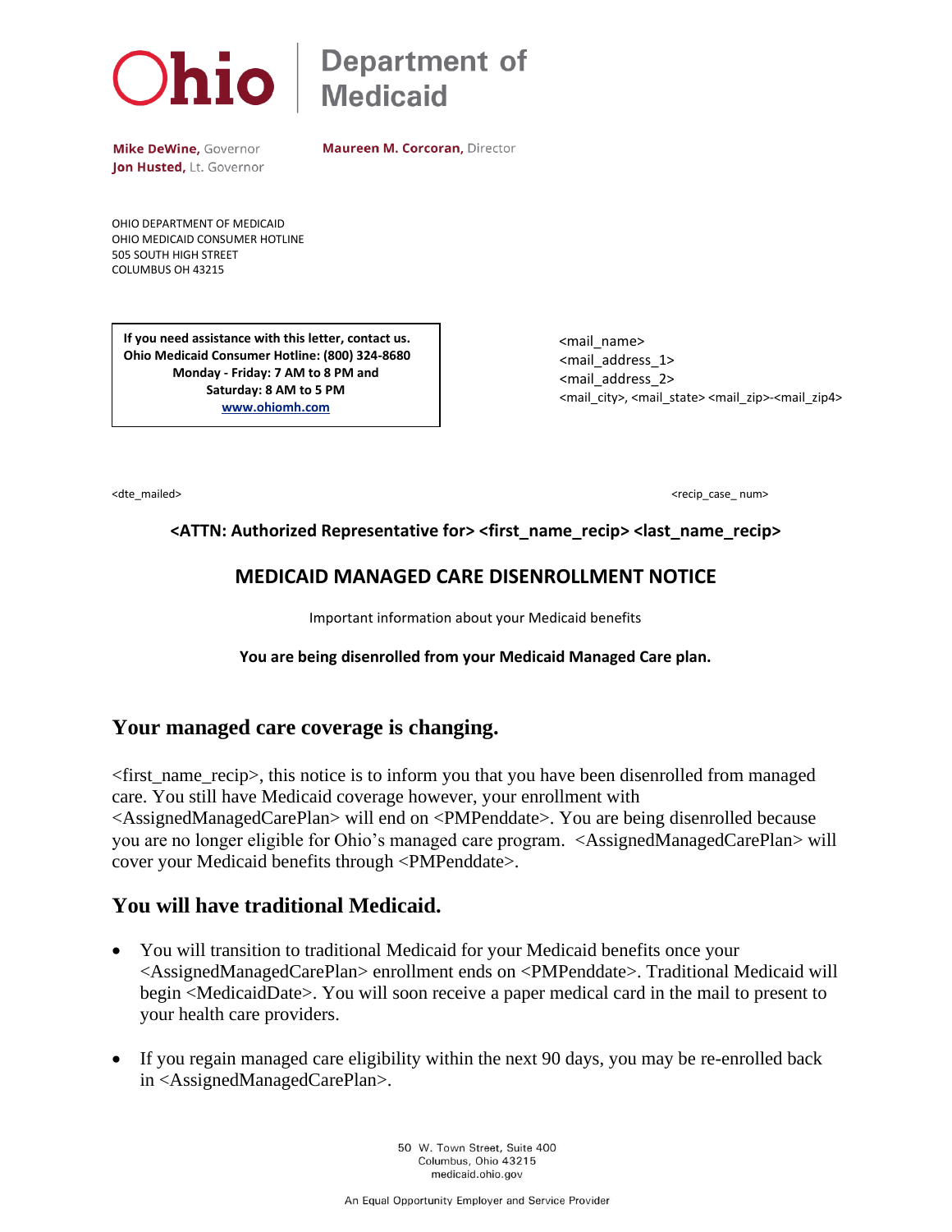Ohio | Department of Medicaid

**Mike DeWine**, Governor
**Jon Husted**, Lt. Governor

**Maureen M. Corcoran**, Director

OHIO DEPARTMENT OF MEDICAID
OHIO MEDICAID CONSUMER HOTLINE
505 SOUTH HIGH STREET
COLUMBUS OH 43215

**If you need assistance with this letter, contact us.**
**Ohio Medicaid Consumer Hotline: (800) 324-8680**
**Monday - Friday: 7 AM to 8 PM and**
**Saturday: 8 AM to 5 PM**
**www.ohiomh.com**

<mail_name>
<mail_address_1>
<mail_address_2>
<mail_city>, <mail_state> <mail_zip>-<mail_zip4>

<dte_mailed>

<recip_case_ num>

**<ATTN: Authorized Representative for> <first_name_recip> <last_name_recip>**

## MEDICAID MANAGED CARE DISENROLLMENT NOTICE

Important information about your Medicaid benefits

**You are being disenrolled from your Medicaid Managed Care plan.**

## Your managed care coverage is changing.

<first_name_recip>, this notice is to inform you that you have been disenrolled from managed care. You still have Medicaid coverage however, your enrollment with <AssignedManagedCarePlan> will end on <PMPenddate>. You are being disenrolled because you are no longer eligible for Ohio's managed care program. <AssignedManagedCarePlan> will cover your Medicaid benefits through <PMPenddate>.

## You will have traditional Medicaid.

- You will transition to traditional Medicaid for your Medicaid benefits once your <AssignedManagedCarePlan> enrollment ends on <PMPenddate>. Traditional Medicaid will begin <MedicaidDate>. You will soon receive a paper medical card in the mail to present to your health care providers.
- If you regain managed care eligibility within the next 90 days, you may be re-enrolled back in <AssignedManagedCarePlan>.

50 W. Town Street, Suite 400
Columbus, Ohio 43215
medicaid.ohio.gov

An Equal Opportunity Employer and Service Provider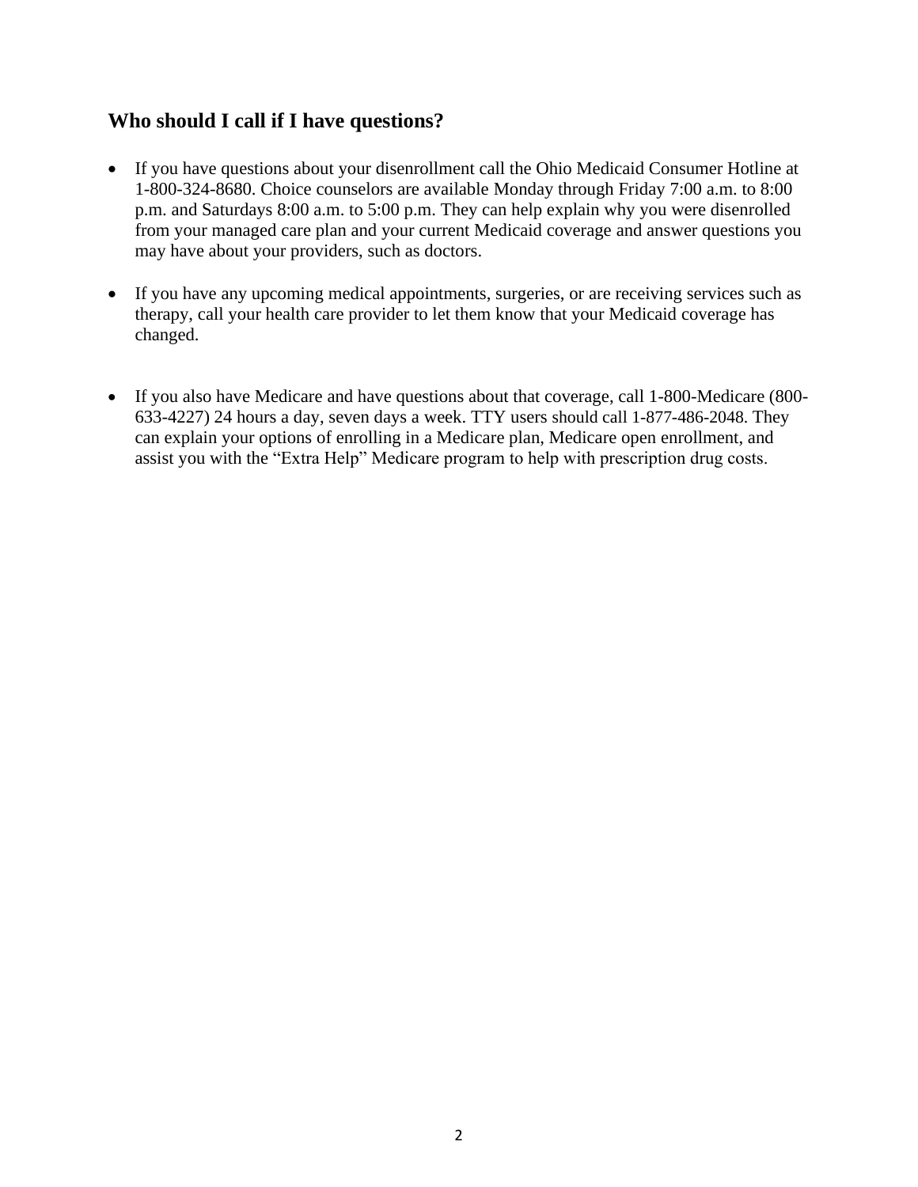## Who should I call if I have questions?

- If you have questions about your disenrollment call the Ohio Medicaid Consumer Hotline at 1-800-324-8680. Choice counselors are available Monday through Friday 7:00 a.m. to 8:00 p.m. and Saturdays 8:00 a.m. to 5:00 p.m. They can help explain why you were disenrolled from your managed care plan and your current Medicaid coverage and answer questions you may have about your providers, such as doctors.

- If you have any upcoming medical appointments, surgeries, or are receiving services such as therapy, call your health care provider to let them know that your Medicaid coverage has changed.

- If you also have Medicare and have questions about that coverage, call 1-800-Medicare (800-633-4227) 24 hours a day, seven days a week. TTY users should call 1-877-486-2048. They can explain your options of enrolling in a Medicare plan, Medicare open enrollment, and assist you with the "Extra Help" Medicare program to help with prescription drug costs.